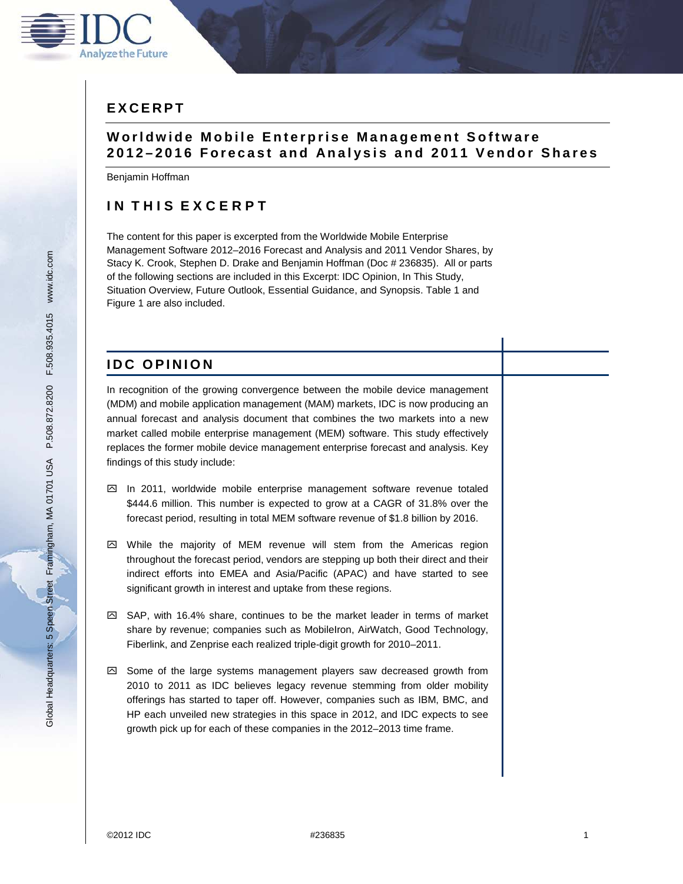# EXCERPT

## Worldwide Mobile Enterprise Management Software 2012–2016 Forecast and Analysis and 2011 Vendor Shares

Benjamin Hoffman

## IN THIS EXCERPT

The content for this paper is excerpted from the Worldwide Mobile Enterprise Management Software 2012–2016 Forecast and Analysis and 2011 Vendor Shares, by Stacy K. Crook, Stephen D. Drake and Benjamin Hoffman (Doc # 236835). All or parts of the following sections are included in this Excerpt: IDC Opinion, In This Study, Situation Overview, Future Outlook, Essential Guidance, and Synopsis. Table 1 and Figure 1 are also included.

## IDC OPINION

In recognition of the growing convergence between the mobile device management (MDM) and mobile application management (MAM) markets, IDC is now producing an annual forecast and analysis document that combines the two markets into a new market called mobile enterprise management (MEM) software. This study effectively replaces the former mobile device management enterprise forecast and analysis. Key findings of this study include:

- In 2011, worldwide mobile enterprise management software revenue totaled $444.6 million. This number is expected to grow at a CAGR of 31.8% over the forecast period, resulting in total MEM software revenue of $1.8 billion by 2016.
- While the majority of MEM revenue will stem from the Americas region throughout the forecast period, vendors are stepping up both their direct and their indirect efforts into EMEA and Asia/Pacific (APAC) and have started to see significant growth in interest and uptake from these regions.
- SAP, with 16.4% share, continues to be the market leader in terms of market share by revenue; companies such as MobileIron, AirWatch, Good Technology, Fiberlink, and Zenprise each realized triple-digit growth for 2010–2011.
- Some of the large systems management players saw decreased growth from 2010 to 2011 as IDC believes legacy revenue stemming from older mobility offerings has started to taper off. However, companies such as IBM, BMC, and HP each unveiled new strategies in this space in 2012, and IDC expects to see growth pick up for each of these companies in the 2012–2013 time frame.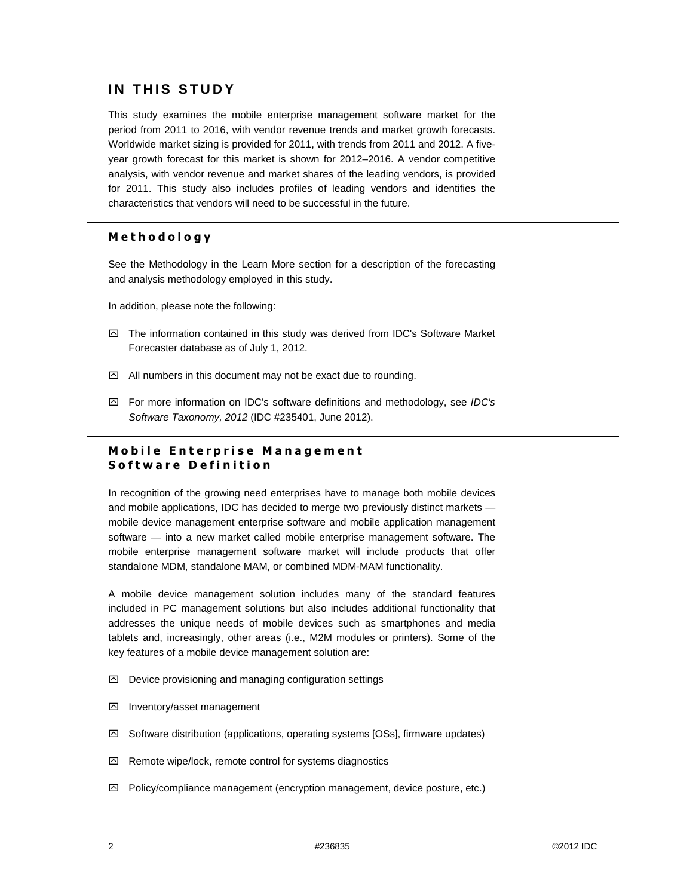## IN THIS STUDY

This study examines the mobile enterprise management software market for the period from 2011 to 2016, with vendor revenue trends and market growth forecasts. Worldwide market sizing is provided for 2011, with trends from 2011 and 2012. A five-year growth forecast for this market is shown for 2012–2016. A vendor competitive analysis, with vendor revenue and market shares of the leading vendors, is provided for 2011. This study also includes profiles of leading vendors and identifies the characteristics that vendors will need to be successful in the future.

### Methodology

See the Methodology in the Learn More section for a description of the forecasting and analysis methodology employed in this study.

In addition, please note the following:

- The information contained in this study was derived from IDC's Software Market Forecaster database as of July 1, 2012.
- All numbers in this document may not be exact due to rounding.
- For more information on IDC's software definitions and methodology, see *IDC's Software Taxonomy, 2012* (IDC #235401, June 2012).

### Mobile Enterprise Management Software Definition

In recognition of the growing need enterprises have to manage both mobile devices and mobile applications, IDC has decided to merge two previously distinct markets — mobile device management enterprise software and mobile application management software — into a new market called mobile enterprise management software. The mobile enterprise management software market will include products that offer standalone MDM, standalone MAM, or combined MDM-MAM functionality.

A mobile device management solution includes many of the standard features included in PC management solutions but also includes additional functionality that addresses the unique needs of mobile devices such as smartphones and media tablets and, increasingly, other areas (i.e., M2M modules or printers). Some of the key features of a mobile device management solution are:

- Device provisioning and managing configuration settings
- Inventory/asset management
- Software distribution (applications, operating systems [OSs], firmware updates)
- Remote wipe/lock, remote control for systems diagnostics
- Policy/compliance management (encryption management, device posture, etc.)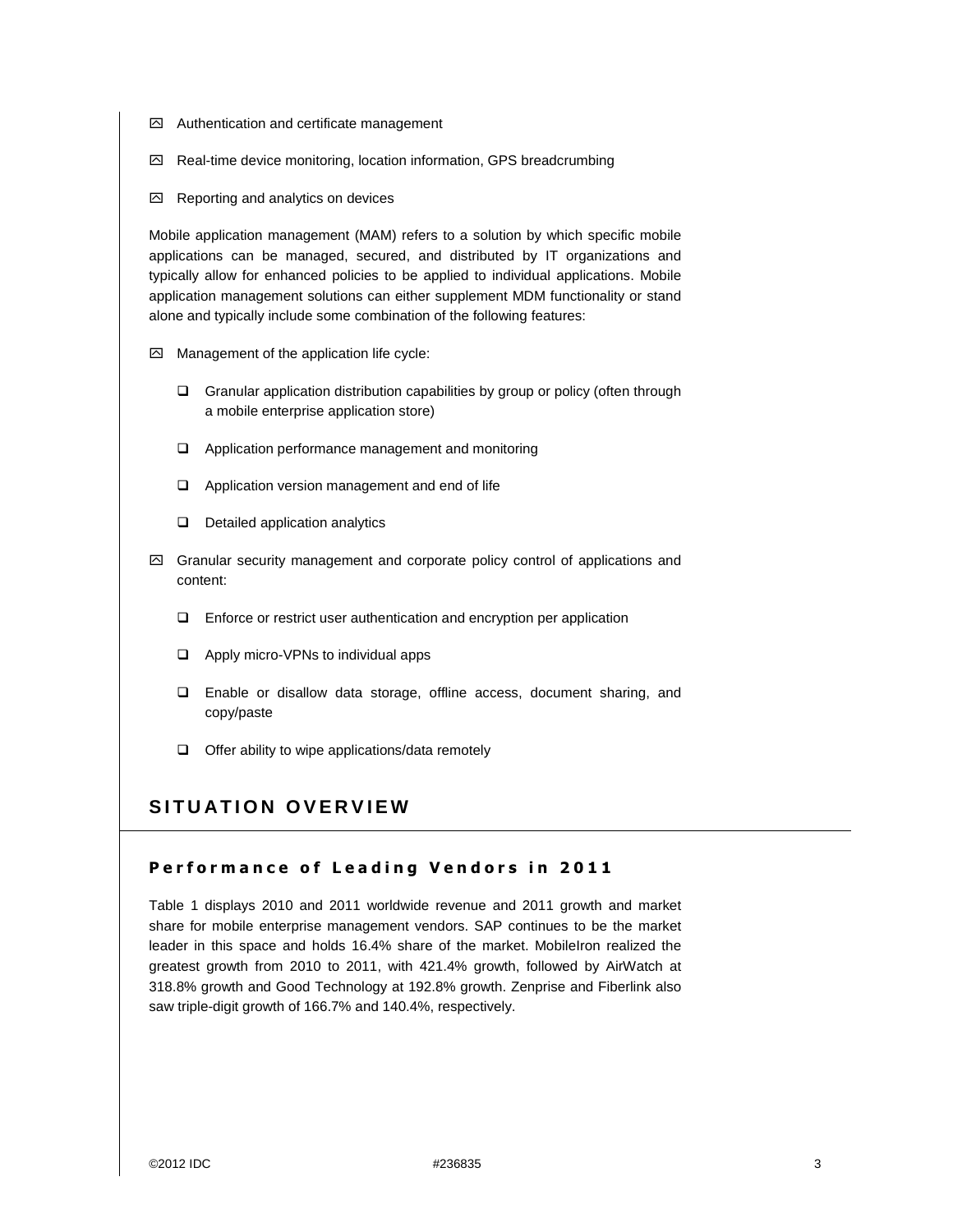- Authentication and certificate management
- Real-time device monitoring, location information, GPS breadcrumbing
- Reporting and analytics on devices

Mobile application management (MAM) refers to a solution by which specific mobile applications can be managed, secured, and distributed by IT organizations and typically allow for enhanced policies to be applied to individual applications. Mobile application management solutions can either supplement MDM functionality or stand alone and typically include some combination of the following features:

- Management of the application life cycle:
  - Granular application distribution capabilities by group or policy (often through a mobile enterprise application store)
  - Application performance management and monitoring
  - Application version management and end of life
  - Detailed application analytics
- Granular security management and corporate policy control of applications and content:
  - Enforce or restrict user authentication and encryption per application
  - Apply micro-VPNs to individual apps
  - Enable or disallow data storage, offline access, document sharing, and copy/paste
  - Offer ability to wipe applications/data remotely

# SITUATION OVERVIEW

## Performance of Leading Vendors in 2011

Table 1 displays 2010 and 2011 worldwide revenue and 2011 growth and market share for mobile enterprise management vendors. SAP continues to be the market leader in this space and holds 16.4% share of the market. MobileIron realized the greatest growth from 2010 to 2011, with 421.4% growth, followed by AirWatch at 318.8% growth and Good Technology at 192.8% growth. Zenprise and Fiberlink also saw triple-digit growth of 166.7% and 140.4%, respectively.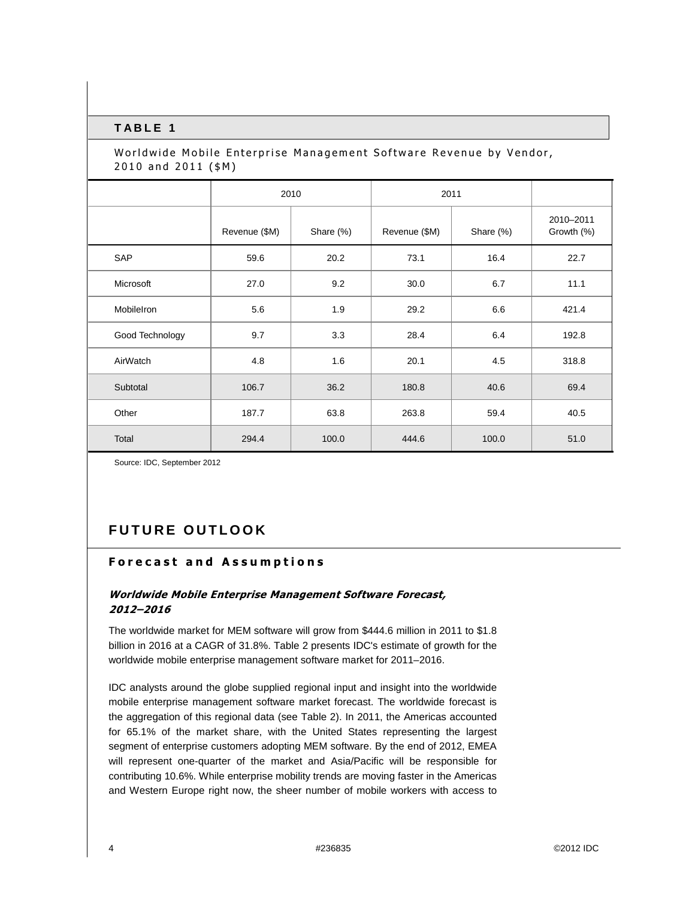## TABLE 1

Worldwide Mobile Enterprise Management Software Revenue by Vendor, 2010 and 2011 ($M)

| | 2010 | | 2011 | | |
|---|---|---|---|---|---|
| | Revenue ($M) | Share (%) | Revenue ($M) | Share (%) | 2010–2011 Growth (%) |
| SAP | 59.6 | 20.2 | 73.1 | 16.4 | 22.7 |
| Microsoft | 27.0 | 9.2 | 30.0 | 6.7 | 11.1 |
| MobileIron | 5.6 | 1.9 | 29.2 | 6.6 | 421.4 |
| Good Technology | 9.7 | 3.3 | 28.4 | 6.4 | 192.8 |
| AirWatch | 4.8 | 1.6 | 20.1 | 4.5 | 318.8 |
| Subtotal | 106.7 | 36.2 | 180.8 | 40.6 | 69.4 |
| Other | 187.7 | 63.8 | 263.8 | 59.4 | 40.5 |
| Total | 294.4 | 100.0 | 444.6 | 100.0 | 51.0 |

Source: IDC, September 2012

# FUTURE OUTLOOK

## Forecast and Assumptions

### *Worldwide Mobile Enterprise Management Software Forecast, 2012–2016*

The worldwide market for MEM software will grow from $444.6 million in 2011 to $1.8 billion in 2016 at a CAGR of 31.8%. Table 2 presents IDC's estimate of growth for the worldwide mobile enterprise management software market for 2011–2016.

IDC analysts around the globe supplied regional input and insight into the worldwide mobile enterprise management software market forecast. The worldwide forecast is the aggregation of this regional data (see Table 2). In 2011, the Americas accounted for 65.1% of the market share, with the United States representing the largest segment of enterprise customers adopting MEM software. By the end of 2012, EMEA will represent one-quarter of the market and Asia/Pacific will be responsible for contributing 10.6%. While enterprise mobility trends are moving faster in the Americas and Western Europe right now, the sheer number of mobile workers with access to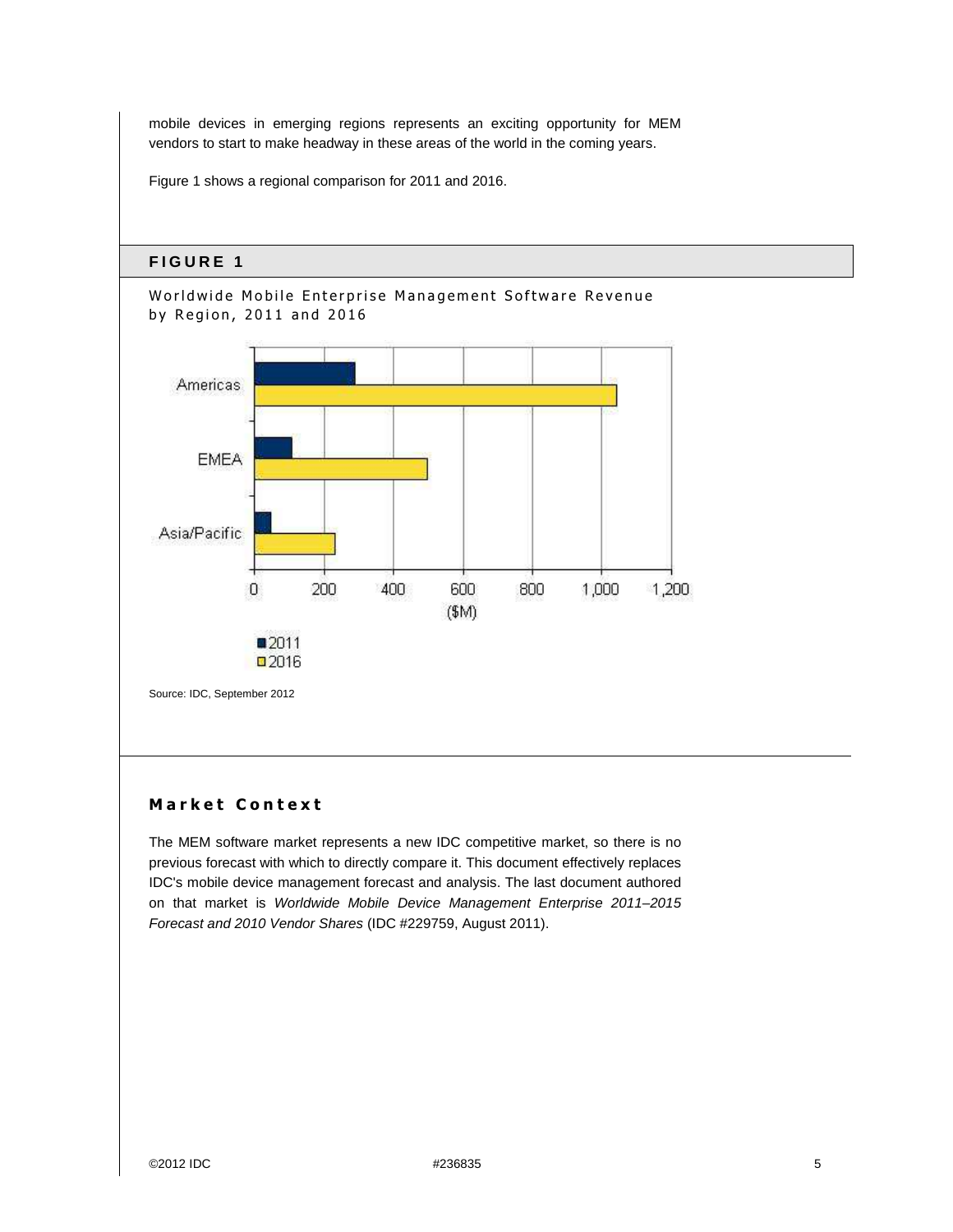mobile devices in emerging regions represents an exciting opportunity for MEM vendors to start to make headway in these areas of the world in the coming years.

Figure 1 shows a regional comparison for 2011 and 2016.

## FIGURE 1

Worldwide Mobile Enterprise Management Software Revenue by Region, 2011 and 2016

Source: IDC, September 2012

### Market Context

The MEM software market represents a new IDC competitive market, so there is no previous forecast with which to directly compare it. This document effectively replaces IDC's mobile device management forecast and analysis. The last document authored on that market is *Worldwide Mobile Device Management Enterprise 2011–2015 Forecast and 2010 Vendor Shares* (IDC #229759, August 2011).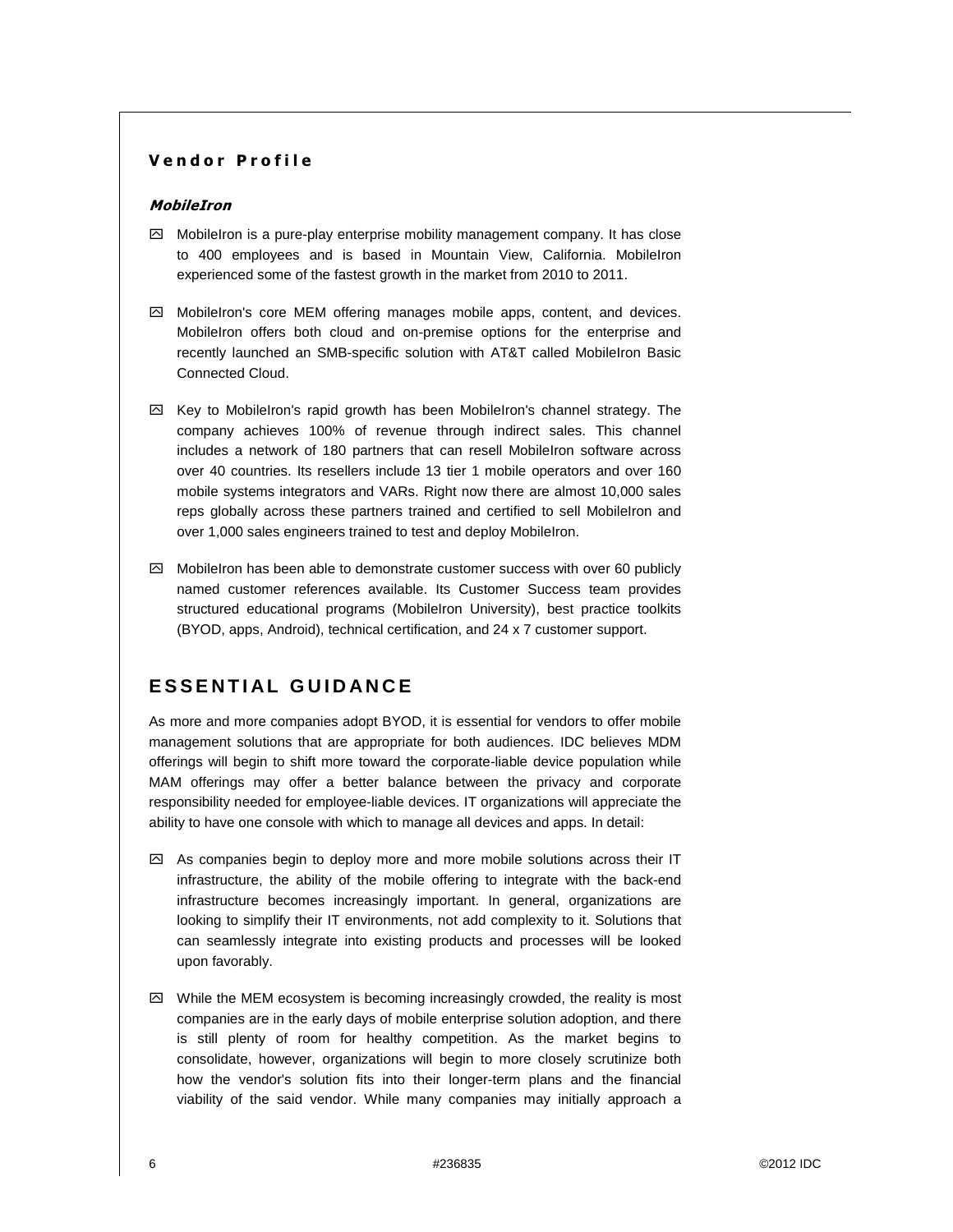### Vendor Profile

#### *MobileIron*

- MobileIron is a pure-play enterprise mobility management company. It has close to 400 employees and is based in Mountain View, California. MobileIron experienced some of the fastest growth in the market from 2010 to 2011.

- MobileIron's core MEM offering manages mobile apps, content, and devices. MobileIron offers both cloud and on-premise options for the enterprise and recently launched an SMB-specific solution with AT&T called MobileIron Basic Connected Cloud.

- Key to MobileIron's rapid growth has been MobileIron's channel strategy. The company achieves 100% of revenue through indirect sales. This channel includes a network of 180 partners that can resell MobileIron software across over 40 countries. Its resellers include 13 tier 1 mobile operators and over 160 mobile systems integrators and VARs. Right now there are almost 10,000 sales reps globally across these partners trained and certified to sell MobileIron and over 1,000 sales engineers trained to test and deploy MobileIron.

- MobileIron has been able to demonstrate customer success with over 60 publicly named customer references available. Its Customer Success team provides structured educational programs (MobileIron University), best practice toolkits (BYOD, apps, Android), technical certification, and 24 x 7 customer support.

## ESSENTIAL GUIDANCE

As more and more companies adopt BYOD, it is essential for vendors to offer mobile management solutions that are appropriate for both audiences. IDC believes MDM offerings will begin to shift more toward the corporate-liable device population while MAM offerings may offer a better balance between the privacy and corporate responsibility needed for employee-liable devices. IT organizations will appreciate the ability to have one console with which to manage all devices and apps. In detail:

- As companies begin to deploy more and more mobile solutions across their IT infrastructure, the ability of the mobile offering to integrate with the back-end infrastructure becomes increasingly important. In general, organizations are looking to simplify their IT environments, not add complexity to it. Solutions that can seamlessly integrate into existing products and processes will be looked upon favorably.

- While the MEM ecosystem is becoming increasingly crowded, the reality is most companies are in the early days of mobile enterprise solution adoption, and there is still plenty of room for healthy competition. As the market begins to consolidate, however, organizations will begin to more closely scrutinize both how the vendor's solution fits into their longer-term plans and the financial viability of the said vendor. While many companies may initially approach a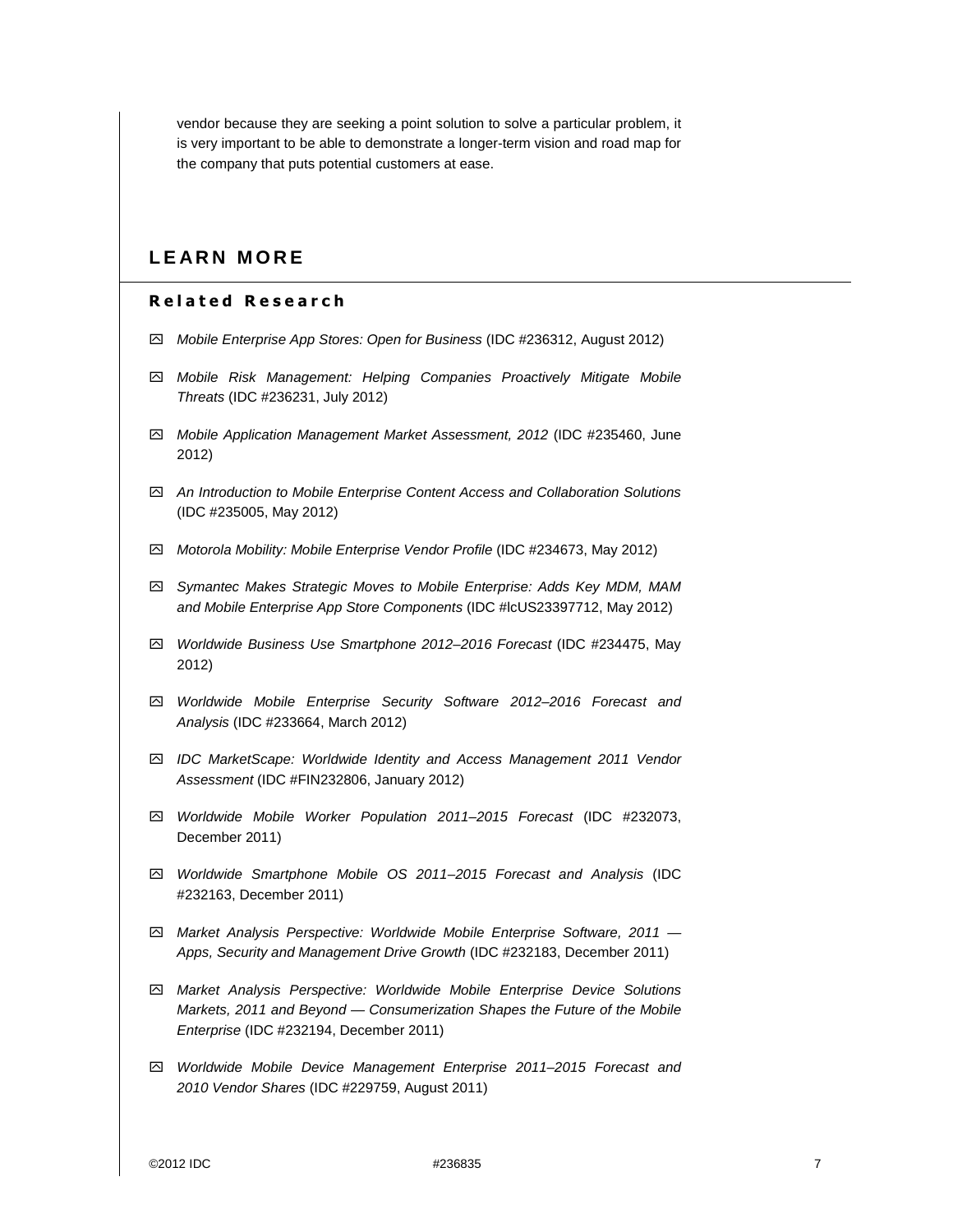vendor because they are seeking a point solution to solve a particular problem, it is very important to be able to demonstrate a longer-term vision and road map for the company that puts potential customers at ease.

## LEARN MORE

### Related Research

- *Mobile Enterprise App Stores: Open for Business* (IDC #236312, August 2012)
- *Mobile Risk Management: Helping Companies Proactively Mitigate Mobile Threats* (IDC #236231, July 2012)
- *Mobile Application Management Market Assessment, 2012* (IDC #235460, June 2012)
- *An Introduction to Mobile Enterprise Content Access and Collaboration Solutions* (IDC #235005, May 2012)
- *Motorola Mobility: Mobile Enterprise Vendor Profile* (IDC #234673, May 2012)
- *Symantec Makes Strategic Moves to Mobile Enterprise: Adds Key MDM, MAM and Mobile Enterprise App Store Components* (IDC #lcUS23397712, May 2012)
- *Worldwide Business Use Smartphone 2012–2016 Forecast* (IDC #234475, May 2012)
- *Worldwide Mobile Enterprise Security Software 2012–2016 Forecast and Analysis* (IDC #233664, March 2012)
- *IDC MarketScape: Worldwide Identity and Access Management 2011 Vendor Assessment* (IDC #FIN232806, January 2012)
- *Worldwide Mobile Worker Population 2011–2015 Forecast* (IDC #232073, December 2011)
- *Worldwide Smartphone Mobile OS 2011–2015 Forecast and Analysis* (IDC #232163, December 2011)
- *Market Analysis Perspective: Worldwide Mobile Enterprise Software, 2011 — Apps, Security and Management Drive Growth* (IDC #232183, December 2011)
- *Market Analysis Perspective: Worldwide Mobile Enterprise Device Solutions Markets, 2011 and Beyond — Consumerization Shapes the Future of the Mobile Enterprise* (IDC #232194, December 2011)
- *Worldwide Mobile Device Management Enterprise 2011–2015 Forecast and 2010 Vendor Shares* (IDC #229759, August 2011)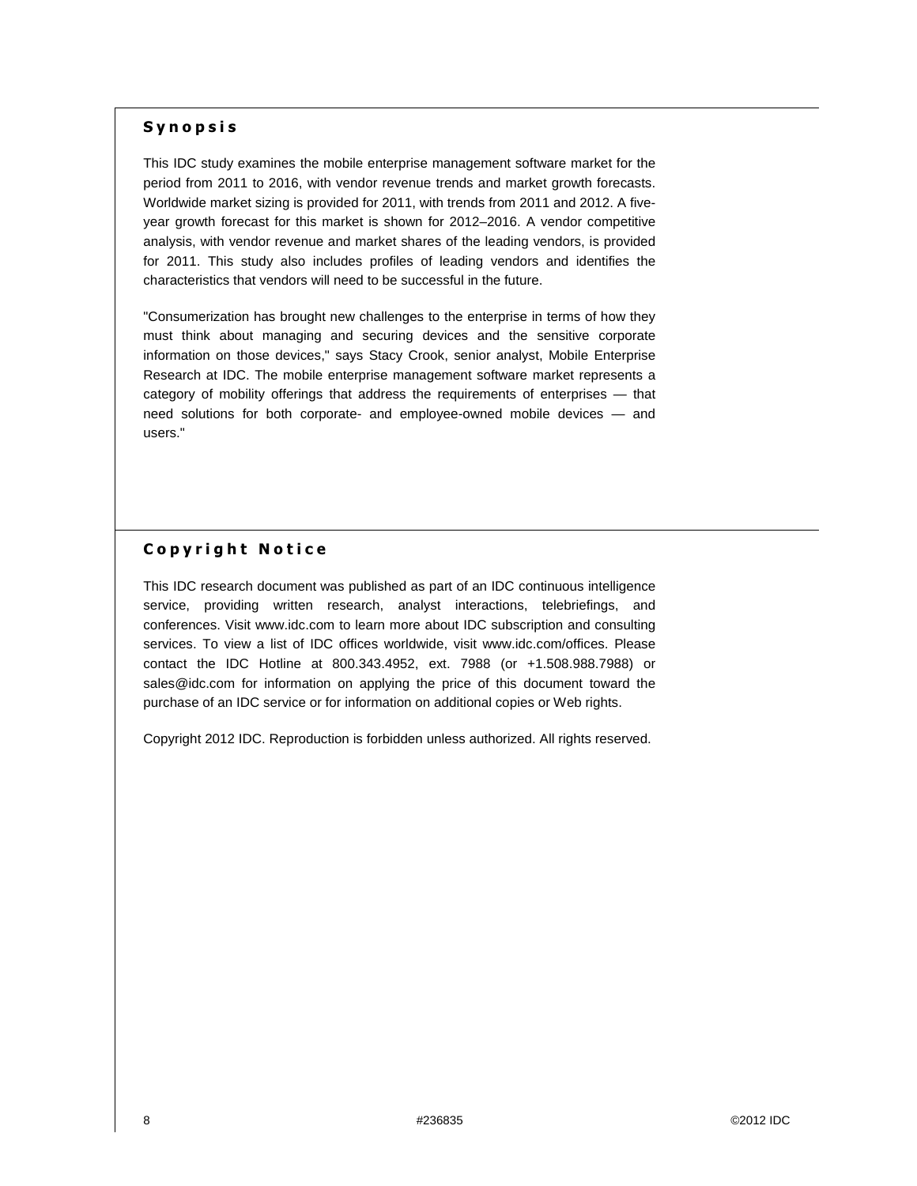## Synopsis

This IDC study examines the mobile enterprise management software market for the period from 2011 to 2016, with vendor revenue trends and market growth forecasts. Worldwide market sizing is provided for 2011, with trends from 2011 and 2012. A five-year growth forecast for this market is shown for 2012–2016. A vendor competitive analysis, with vendor revenue and market shares of the leading vendors, is provided for 2011. This study also includes profiles of leading vendors and identifies the characteristics that vendors will need to be successful in the future.

"Consumerization has brought new challenges to the enterprise in terms of how they must think about managing and securing devices and the sensitive corporate information on those devices," says Stacy Crook, senior analyst, Mobile Enterprise Research at IDC. The mobile enterprise management software market represents a category of mobility offerings that address the requirements of enterprises — that need solutions for both corporate- and employee-owned mobile devices — and users."

## Copyright Notice

This IDC research document was published as part of an IDC continuous intelligence service, providing written research, analyst interactions, telebriefings, and conferences. Visit www.idc.com to learn more about IDC subscription and consulting services. To view a list of IDC offices worldwide, visit www.idc.com/offices. Please contact the IDC Hotline at 800.343.4952, ext. 7988 (or +1.508.988.7988) or sales@idc.com for information on applying the price of this document toward the purchase of an IDC service or for information on additional copies or Web rights.

Copyright 2012 IDC. Reproduction is forbidden unless authorized. All rights reserved.